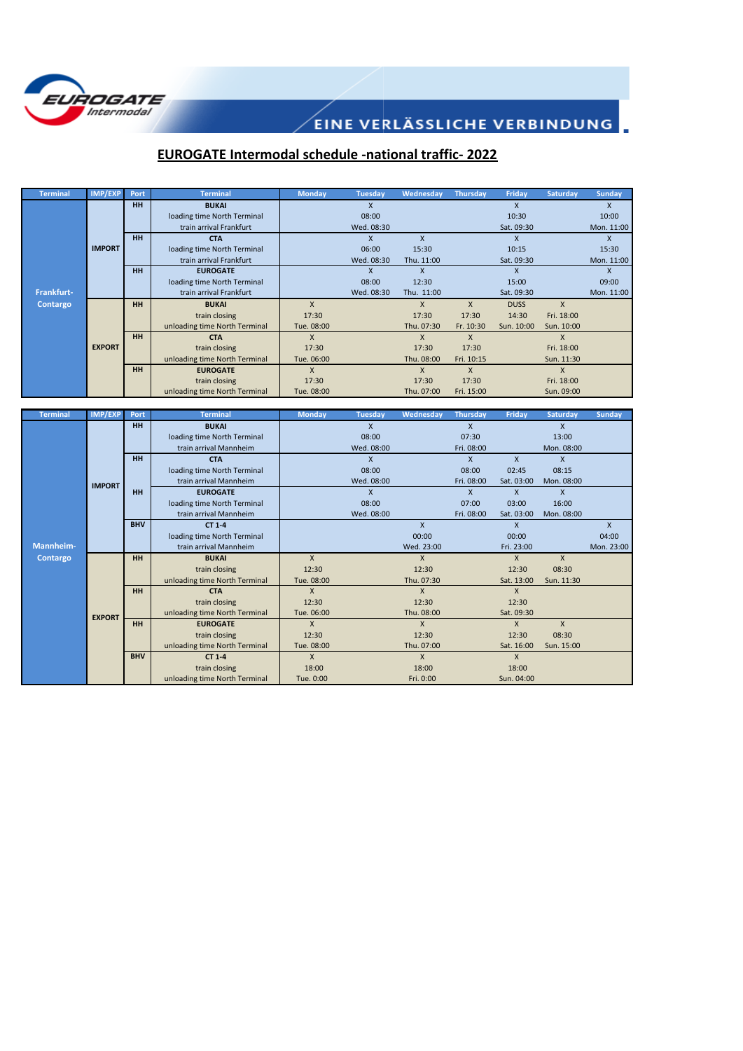EINE VERLÄSSLICHE VERBINDUNG

# EUROGATE Intermodal schedule -national traffic- 2022

| Terminal | IMP/EXP | Port | Terminal | Monday | Tuesday | Wednesday | Thursday | Friday | Saturday | Sunday |
|---|---|---|---|---|---|---|---|---|---|---|
| Frankfurt-Contargo | IMPORT | HH | **BUKAI** | | X | | | X | | X |
| | | | loading time North Terminal | | 08:00 | | | 10:30 | | 10:00 |
| | | | train arrival Frankfurt | | Wed. 08:30 | | | Sat. 09:30 | | Mon. 11:00 |
| | | HH | **CTA** | | X | X | | X | | X |
| | | | loading time North Terminal | | 06:00 | 15:30 | | 10:15 | | 15:30 |
| | | | train arrival Frankfurt | | Wed. 08:30 | Thu. 11:00 | | Sat. 09:30 | | Mon. 11:00 |
| | | HH | **EUROGATE** | | X | X | | X | | X |
| | | | loading time North Terminal | | 08:00 | 12:30 | | 15:00 | | 09:00 |
| | | | train arrival Frankfurt | | Wed. 08:30 | Thu. 11:00 | | Sat. 09:30 | | Mon. 11:00 |
| | EXPORT | HH | **BUKAI** | X | | X | X | DUSS | X | |
| | | | train closing | 17:30 | | 17:30 | 17:30 | 14:30 | Fri. 18:00 | |
| | | | unloading time North Terminal | Tue. 08:00 | | Thu. 07:30 | Fri. 10:30 | Sun. 10:00 | Sun. 10:00 | |
| | | HH | **CTA** | X | | X | X | | X | |
| | | | train closing | 17:30 | | 17:30 | 17:30 | | Fri. 18:00 | |
| | | | unloading time North Terminal | Tue. 06:00 | | Thu. 08:00 | Fri. 10:15 | | Sun. 11:30 | |
| | | HH | **EUROGATE** | X | | X | X | | X | |
| | | | train closing | 17:30 | | 17:30 | 17:30 | | Fri. 18:00 | |
| | | | unloading time North Terminal | Tue. 08:00 | | Thu. 07:00 | Fri. 15:00 | | Sun. 09:00 | |

| Terminal | IMP/EXP | Port | Terminal | Monday | Tuesday | Wednesday | Thursday | Friday | Saturday | Sunday |
|---|---|---|---|---|---|---|---|---|---|---|
| Mannheim-Contargo | IMPORT | HH | **BUKAI** | | X | | X | | X | |
| | | | loading time North Terminal | | 08:00 | | 07:30 | | 13:00 | |
| | | | train arrival Mannheim | | Wed. 08:00 | | Fri. 08:00 | | Mon. 08:00 | |
| | | HH | **CTA** | | X | | X | X | X | |
| | | | loading time North Terminal | | 08:00 | | 08:00 | 02:45 | 08:15 | |
| | | | train arrival Mannheim | | Wed. 08:00 | | Fri. 08:00 | Sat. 03:00 | Mon. 08:00 | |
| | | HH | **EUROGATE** | | X | | X | X | X | |
| | | | loading time North Terminal | | 08:00 | | 07:00 | 03:00 | 16:00 | |
| | | | train arrival Mannheim | | Wed. 08:00 | | Fri. 08:00 | Sat. 03:00 | Mon. 08:00 | |
| | | BHV | **CT 1-4** | | | X | | X | | X |
| | | | loading time North Terminal | | | 00:00 | | 00:00 | | 04:00 |
| | | | train arrival Mannheim | | | Wed. 23:00 | | Fri. 23:00 | | Mon. 23:00 |
| | EXPORT | HH | **BUKAI** | X | | X | | X | X | |
| | | | train closing | 12:30 | | 12:30 | | 12:30 | 08:30 | |
| | | | unloading time North Terminal | Tue. 08:00 | | Thu. 07:30 | | Sat. 13:00 | Sun. 11:30 | |
| | | HH | **CTA** | X | | X | | X | | |
| | | | train closing | 12:30 | | 12:30 | | 12:30 | | |
| | | | unloading time North Terminal | Tue. 06:00 | | Thu. 08:00 | | Sat. 09:30 | | |
| | | HH | **EUROGATE** | X | | X | | X | X | |
| | | | train closing | 12:30 | | 12:30 | | 12:30 | 08:30 | |
| | | | unloading time North Terminal | Tue. 08:00 | | Thu. 07:00 | | Sat. 16:00 | Sun. 15:00 | |
| | | BHV | **CT 1-4** | X | | X | | X | | |
| | | | train closing | 18:00 | | 18:00 | | 18:00 | | |
| | | | unloading time North Terminal | Tue. 0:00 | | Fri. 0:00 | | Sun. 04:00 | | |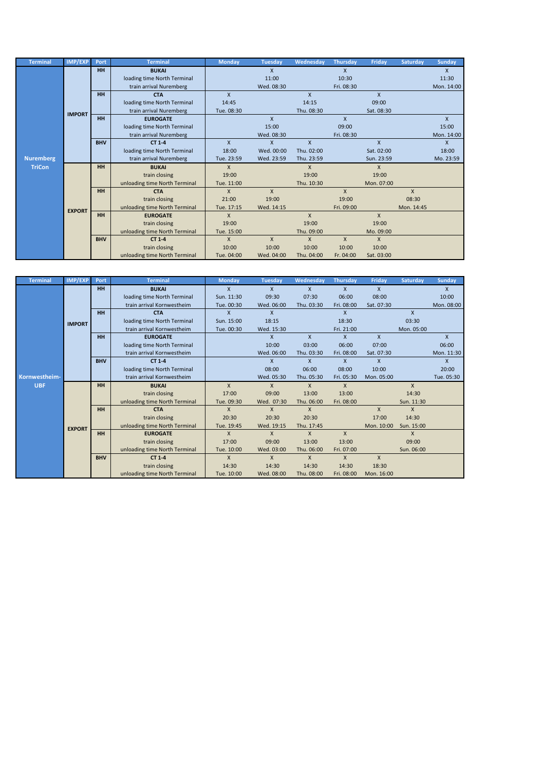| Terminal | IMP/EXP | Port | Terminal | Monday | Tuesday | Wednesday | Thursday | Friday | Saturday | Sunday |
|---|---|---|---|---|---|---|---|---|---|---|
| Nuremberg TriCon | IMPORT | HH | **BUKAI** | | X | | X | | | X |
| | | | loading time North Terminal | | 11:00 | | 10:30 | | | 11:30 |
| | | | train arrival Nuremberg | | Wed. 08:30 | | Fri. 08:30 | | | Mon. 14:00 |
| | | HH | **CTA** | X | | X | | X | | |
| | | | loading time North Terminal | 14:45 | | 14:15 | | 09:00 | | |
| | | | train arrival Nuremberg | Tue. 08:30 | | Thu. 08:30 | | Sat. 08:30 | | |
| | | HH | **EUROGATE** | | X | | X | | | X |
| | | | loading time North Terminal | | 15:00 | | 09:00 | | | 15:00 |
| | | | train arrival Nuremberg | | Wed. 08:30 | | Fri. 08:30 | | | Mon. 14:00 |
| | | BHV | **CT 1-4** | X | X | X | | X | | X |
| | | | loading time North Terminal | 18:00 | Wed. 00:00 | Thu. 02:00 | | Sat. 02:00 | | 18:00 |
| | | | train arrival Nuremberg | Tue. 23:59 | Wed. 23:59 | Thu. 23:59 | | Sun. 23:59 | | Mo. 23:59 |
| | EXPORT | HH | **BUKAI** | X | | X | | X | | |
| | | | train closing | 19:00 | | 19:00 | | 19:00 | | |
| | | | unloading time North Terminal | Tue. 11:00 | | Thu. 10:30 | | Mon. 07:00 | | |
| | | HH | **CTA** | X | X | | X | | X | |
| | | | train closing | 21:00 | 19:00 | | 19:00 | | 08:30 | |
| | | | unloading time North Terminal | Tue. 17:15 | Wed. 14:15 | | Fri. 09:00 | | Mon. 14:45 | |
| | | HH | **EUROGATE** | X | | X | | X | | |
| | | | train closing | 19:00 | | 19:00 | | 19:00 | | |
| | | | unloading time North Terminal | Tue. 15:00 | | Thu. 09:00 | | Mo. 09:00 | | |
| | | BHV | **CT 1-4** | X | X | X | X | X | | |
| | | | train closing | 10:00 | 10:00 | 10:00 | 10:00 | 10:00 | | |
| | | | unloading time North Terminal | Tue. 04:00 | Wed. 04:00 | Thu. 04:00 | Fr. 04:00 | Sat. 03:00 | | |

| Terminal | IMP/EXP | Port | Terminal | Monday | Tuesday | Wednesday | Thursday | Friday | Saturday | Sunday |
|---|---|---|---|---|---|---|---|---|---|---|
| Kornwestheim-UBF | IMPORT | HH | **BUKAI** | X | X | X | X | X | | X |
| | | | loading time North Terminal | Sun. 11:30 | 09:30 | 07:30 | 06:00 | 08:00 | | 10:00 |
| | | | train arrival Kornwestheim | Tue. 00:30 | Wed. 06:00 | Thu. 03:30 | Fri. 08:00 | Sat. 07:30 | | Mon. 08:00 |
| | | HH | **CTA** | X | X | | X | | X | |
| | | | loading time North Terminal | Sun. 15:00 | 18:15 | | 18:30 | | 03:30 | |
| | | | train arrival Kornwestheim | Tue. 00:30 | Wed. 15:30 | | Fri. 21:00 | | Mon. 05:00 | |
| | | HH | **EUROGATE** | | X | X | X | X | | X |
| | | | loading time North Terminal | | 10:00 | 03:00 | 06:00 | 07:00 | | 06:00 |
| | | | train arrival Kornwestheim | | Wed. 06:00 | Thu. 03:30 | Fri. 08:00 | Sat. 07:30 | | Mon. 11:30 |
| | | BHV | **CT 1-4** | | X | X | X | X | | X |
| | | | loading time North Terminal | | 08:00 | 06:00 | 08:00 | 10:00 | | 20:00 |
| | | | train arrival Kornwestheim | | Wed. 05:30 | Thu. 05:30 | Fri. 05:30 | Mon. 05:00 | | Tue. 05:30 |
| | EXPORT | HH | **BUKAI** | X | X | X | X | | X | |
| | | | train closing | 17:00 | 09:00 | 13:00 | 13:00 | | 14:30 | |
| | | | unloading time North Terminal | Tue. 09:30 | Wed. 07:30 | Thu. 06:00 | Fri. 08:00 | | Sun. 11:30 | |
| | | HH | **CTA** | X | X | X | | X | X | |
| | | | train closing | 20:30 | 20:30 | 20:30 | | 17:00 | 14:30 | |
| | | | unloading time North Terminal | Tue. 19:45 | Wed. 19:15 | Thu. 17:45 | | Mon. 10:00 | Sun. 15:00 | |
| | | HH | **EUROGATE** | X | X | X | X | | X | |
| | | | train closing | 17:00 | 09:00 | 13:00 | 13:00 | | 09:00 | |
| | | | unloading time North Terminal | Tue. 10:00 | Wed. 03:00 | Thu. 06:00 | Fri. 07:00 | | Sun. 06:00 | |
| | | BHV | **CT 1-4** | X | X | X | X | X | | |
| | | | train closing | 14:30 | 14:30 | 14:30 | 14:30 | 18:30 | | |
| | | | unloading time North Terminal | Tue. 10:00 | Wed. 08:00 | Thu. 08:00 | Fri. 08:00 | Mon. 16:00 | | |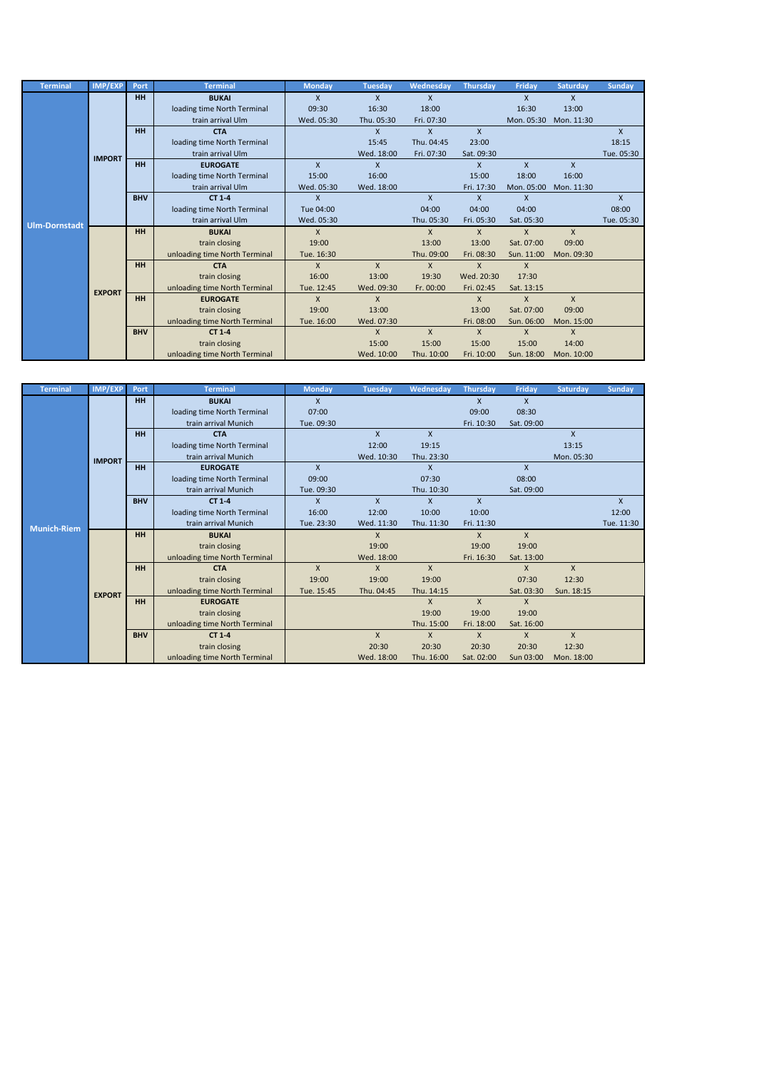| Terminal | IMP/EXP | Port | Terminal | Monday | Tuesday | Wednesday | Thursday | Friday | Saturday | Sunday |
|---|---|---|---|---|---|---|---|---|---|---|
| Ulm-Dornstadt | IMPORT | HH | **BUKAI** | X | X | X | | X | X | |
| | | | loading time North Terminal | 09:30 | 16:30 | 18:00 | | 16:30 | 13:00 | |
| | | | train arrival Ulm | Wed. 05:30 | Thu. 05:30 | Fri. 07:30 | | Mon. 05:30 | Mon. 11:30 | |
| | | HH | **CTA** | | X | X | X | | | X |
| | | | loading time North Terminal | | 15:45 | Thu. 04:45 | 23:00 | | | 18:15 |
| | | | train arrival Ulm | | Wed. 18:00 | Fri. 07:30 | Sat. 09:30 | | | Tue. 05:30 |
| | | HH | **EUROGATE** | X | X | | X | X | X | |
| | | | loading time North Terminal | 15:00 | 16:00 | | 15:00 | 18:00 | 16:00 | |
| | | | train arrival Ulm | Wed. 05:30 | Wed. 18:00 | | Fri. 17:30 | Mon. 05:00 | Mon. 11:30 | |
| | | BHV | **CT 1-4** | X | | X | X | X | | X |
| | | | loading time North Terminal | Tue 04:00 | | 04:00 | 04:00 | 04:00 | | 08:00 |
| | | | train arrival Ulm | Wed. 05:30 | | Thu. 05:30 | Fri. 05:30 | Sat. 05:30 | | Tue. 05:30 |
| | EXPORT | HH | **BUKAI** | X | | X | X | X | X | |
| | | | train closing | 19:00 | | 13:00 | 13:00 | Sat. 07:00 | 09:00 | |
| | | | unloading time North Terminal | Tue. 16:30 | | Thu. 09:00 | Fri. 08:30 | Sun. 11:00 | Mon. 09:30 | |
| | | HH | **CTA** | X | X | X | X | X | | |
| | | | train closing | 16:00 | 13:00 | 19:30 | Wed. 20:30 | 17:30 | | |
| | | | unloading time North Terminal | Tue. 12:45 | Wed. 09:30 | Fr. 00:00 | Fri. 02:45 | Sat. 13:15 | | |
| | | HH | **EUROGATE** | X | X | | X | X | X | |
| | | | train closing | 19:00 | 13:00 | | 13:00 | Sat. 07:00 | 09:00 | |
| | | | unloading time North Terminal | Tue. 16:00 | Wed. 07:30 | | Fri. 08:00 | Sun. 06:00 | Mon. 15:00 | |
| | | BHV | **CT 1-4** | | X | X | X | X | X | |
| | | | train closing | | 15:00 | 15:00 | 15:00 | 15:00 | 14:00 | |
| | | | unloading time North Terminal | | Wed. 10:00 | Thu. 10:00 | Fri. 10:00 | Sun. 18:00 | Mon. 10:00 | |

| Terminal | IMP/EXP | Port | Terminal | Monday | Tuesday | Wednesday | Thursday | Friday | Saturday | Sunday |
|---|---|---|---|---|---|---|---|---|---|---|
| Munich-Riem | IMPORT | HH | **BUKAI** | X | | | X | X | | |
| | | | loading time North Terminal | 07:00 | | | 09:00 | 08:30 | | |
| | | | train arrival Munich | Tue. 09:30 | | | Fri. 10:30 | Sat. 09:00 | | |
| | | HH | **CTA** | | X | X | | | X | |
| | | | loading time North Terminal | | 12:00 | 19:15 | | | 13:15 | |
| | | | train arrival Munich | | Wed. 10:30 | Thu. 23:30 | | | Mon. 05:30 | |
| | | HH | **EUROGATE** | X | | X | | X | | |
| | | | loading time North Terminal | 09:00 | | 07:30 | | 08:00 | | |
| | | | train arrival Munich | Tue. 09:30 | | Thu. 10:30 | | Sat. 09:00 | | |
| | | BHV | **CT 1-4** | X | X | X | X | | | X |
| | | | loading time North Terminal | 16:00 | 12:00 | 10:00 | 10:00 | | | 12:00 |
| | | | train arrival Munich | Tue. 23:30 | Wed. 11:30 | Thu. 11:30 | Fri. 11:30 | | | Tue. 11:30 |
| | EXPORT | HH | **BUKAI** | | X | | X | X | | |
| | | | train closing | | 19:00 | | 19:00 | 19:00 | | |
| | | | unloading time North Terminal | | Wed. 18:00 | | Fri. 16:30 | Sat. 13:00 | | |
| | | HH | **CTA** | X | X | X | | X | X | |
| | | | train closing | 19:00 | 19:00 | 19:00 | | 07:30 | 12:30 | |
| | | | unloading time North Terminal | Tue. 15:45 | Thu. 04:45 | Thu. 14:15 | | Sat. 03:30 | Sun. 18:15 | |
| | | HH | **EUROGATE** | | | X | X | X | | |
| | | | train closing | | | 19:00 | 19:00 | 19:00 | | |
| | | | unloading time North Terminal | | | Thu. 15:00 | Fri. 18:00 | Sat. 16:00 | | |
| | | BHV | **CT 1-4** | | X | X | X | X | X | |
| | | | train closing | | 20:30 | 20:30 | 20:30 | 20:30 | 12:30 | |
| | | | unloading time North Terminal | | Wed. 18:00 | Thu. 16:00 | Sat. 02:00 | Sun 03:00 | Mon. 18:00 | |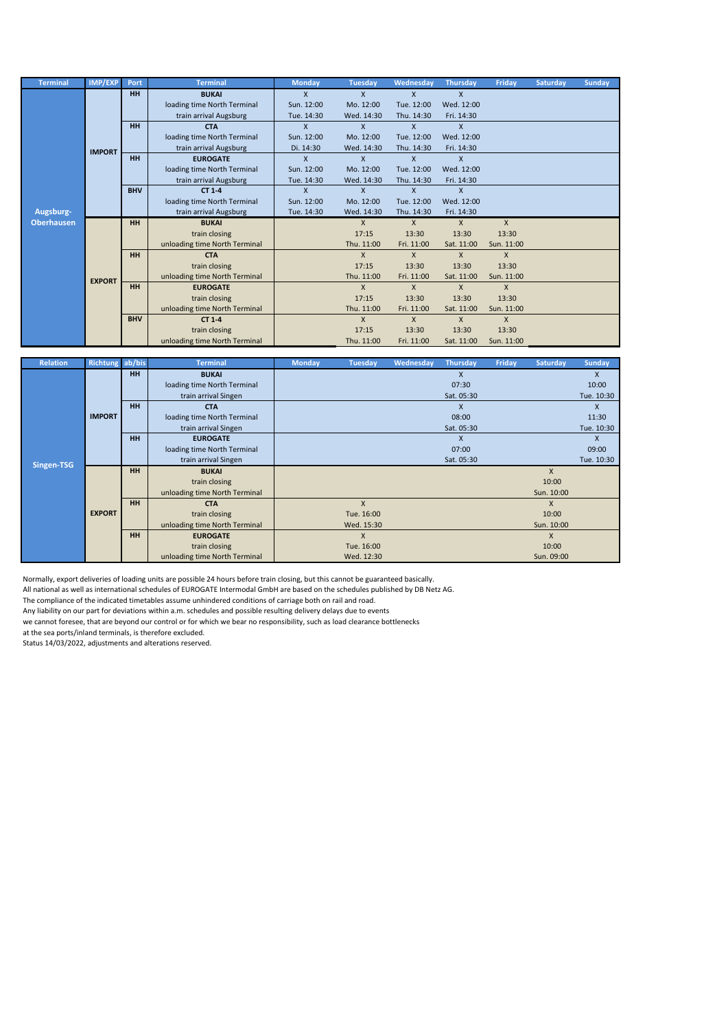| Terminal | IMP/EXP | Port | Terminal | Monday | Tuesday | Wednesday | Thursday | Friday | Saturday | Sunday |
|---|---|---|---|---|---|---|---|---|---|---|
| Augsburg-Oberhausen | IMPORT | HH | **BUKAI** | X | X | X | X | | | |
| | | | loading time North Terminal | Sun. 12:00 | Mo. 12:00 | Tue. 12:00 | Wed. 12:00 | | | |
| | | | train arrival Augsburg | Tue. 14:30 | Wed. 14:30 | Thu. 14:30 | Fri. 14:30 | | | |
| | | HH | **CTA** | X | X | X | X | | | |
| | | | loading time North Terminal | Sun. 12:00 | Mo. 12:00 | Tue. 12:00 | Wed. 12:00 | | | |
| | | | train arrival Augsburg | Di. 14:30 | Wed. 14:30 | Thu. 14:30 | Fri. 14:30 | | | |
| | | HH | **EUROGATE** | X | X | X | X | | | |
| | | | loading time North Terminal | Sun. 12:00 | Mo. 12:00 | Tue. 12:00 | Wed. 12:00 | | | |
| | | | train arrival Augsburg | Tue. 14:30 | Wed. 14:30 | Thu. 14:30 | Fri. 14:30 | | | |
| | | BHV | **CT 1-4** | X | X | X | X | | | |
| | | | loading time North Terminal | Sun. 12:00 | Mo. 12:00 | Tue. 12:00 | Wed. 12:00 | | | |
| | | | train arrival Augsburg | Tue. 14:30 | Wed. 14:30 | Thu. 14:30 | Fri. 14:30 | | | |
| | EXPORT | HH | **BUKAI** | | X | X | X | X | | |
| | | | train closing | | 17:15 | 13:30 | 13:30 | 13:30 | | |
| | | | unloading time North Terminal | | Thu. 11:00 | Fri. 11:00 | Sat. 11:00 | Sun. 11:00 | | |
| | | HH | **CTA** | | X | X | X | X | | |
| | | | train closing | | 17:15 | 13:30 | 13:30 | 13:30 | | |
| | | | unloading time North Terminal | | Thu. 11:00 | Fri. 11:00 | Sat. 11:00 | Sun. 11:00 | | |
| | | HH | **EUROGATE** | | X | X | X | X | | |
| | | | train closing | | 17:15 | 13:30 | 13:30 | 13:30 | | |
| | | | unloading time North Terminal | | Thu. 11:00 | Fri. 11:00 | Sat. 11:00 | Sun. 11:00 | | |
| | | BHV | **CT 1-4** | | X | X | X | X | | |
| | | | train closing | | 17:15 | 13:30 | 13:30 | 13:30 | | |
| | | | unloading time North Terminal | | Thu. 11:00 | Fri. 11:00 | Sat. 11:00 | Sun. 11:00 | | |

| Relation | Richtung | ab/bis | Terminal | Monday | Tuesday | Wednesday | Thursday | Friday | Saturday | Sunday |
|---|---|---|---|---|---|---|---|---|---|---|
| Singen-TSG | IMPORT | HH | **BUKAI** | | | | X | | | X |
| | | | loading time North Terminal | | | | 07:30 | | | 10:00 |
| | | | train arrival Singen | | | | Sat. 05:30 | | | Tue. 10:30 |
| | | HH | **CTA** | | | | X | | | X |
| | | | loading time North Terminal | | | | 08:00 | | | 11:30 |
| | | | train arrival Singen | | | | Sat. 05:30 | | | Tue. 10:30 |
| | | HH | **EUROGATE** | | | | X | | | X |
| | | | loading time North Terminal | | | | 07:00 | | | 09:00 |
| | | | train arrival Singen | | | | Sat. 05:30 | | | Tue. 10:30 |
| | EXPORT | HH | **BUKAI** | | | | | | X | |
| | | | train closing | | | | | | 10:00 | |
| | | | unloading time North Terminal | | | | | | Sun. 10:00 | |
| | | HH | **CTA** | | X | | | | X | |
| | | | train closing | | Tue. 16:00 | | | | 10:00 | |
| | | | unloading time North Terminal | | Wed. 15:30 | | | | Sun. 10:00 | |
| | | HH | **EUROGATE** | | X | | | | X | |
| | | | train closing | | Tue. 16:00 | | | | 10:00 | |
| | | | unloading time North Terminal | | Wed. 12:30 | | | | Sun. 09:00 | |

Normally, export deliveries of loading units are possible 24 hours before train closing, but this cannot be guaranteed basically.
All national as well as international schedules of EUROGATE Intermodal GmbH are based on the schedules published by DB Netz AG.
The compliance of the indicated timetables assume unhindered conditions of carriage both on rail and road.
Any liability on our part for deviations within a.m. schedules and possible resulting delivery delays due to events
we cannot foresee, that are beyond our control or for which we bear no responsibility, such as load clearance bottlenecks
at the sea ports/inland terminals, is therefore excluded.
Status 14/03/2022, adjustments and alterations reserved.